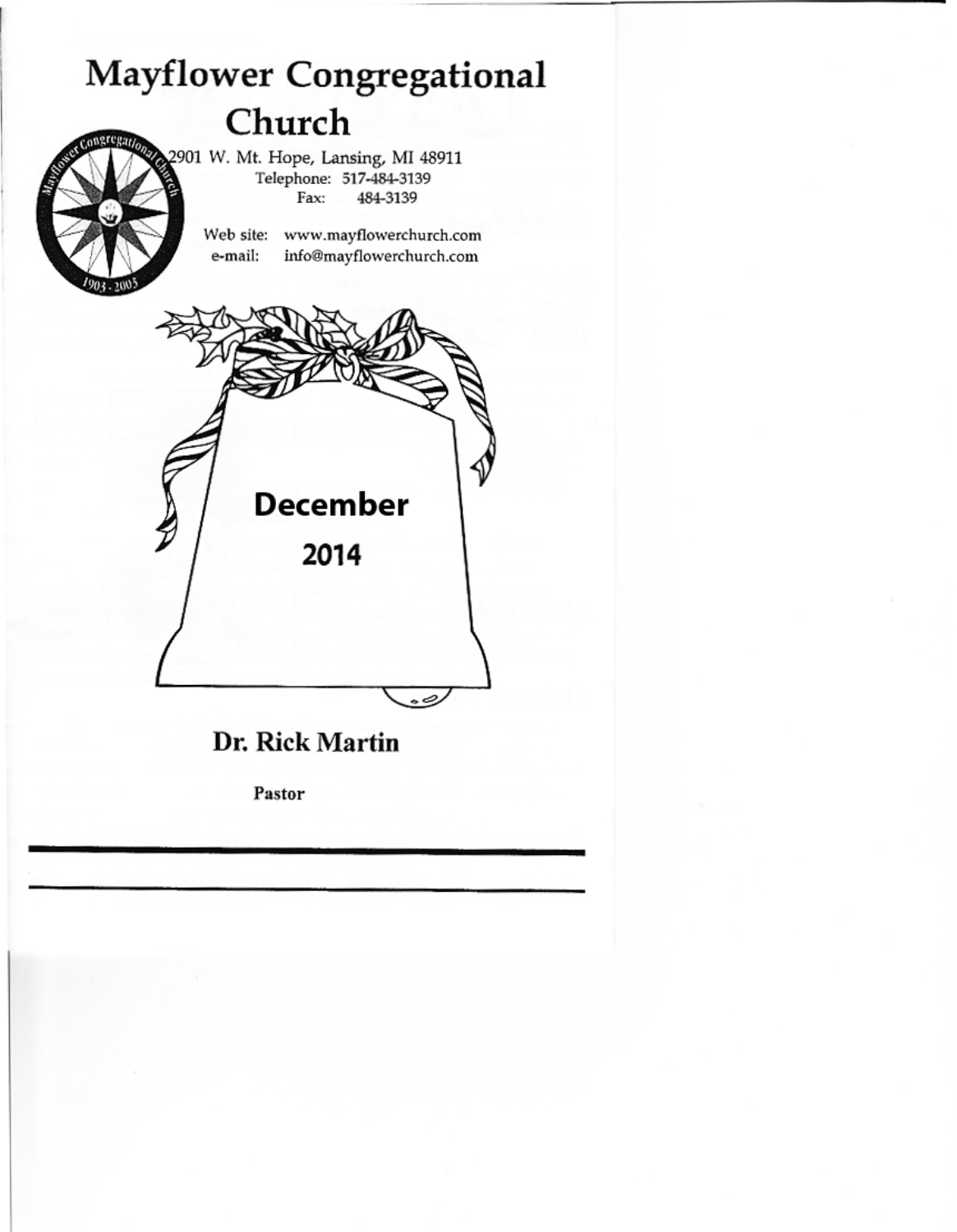# Mayflower Congregational Church

2901 W. Mt. Hope, Lansing, MI 48911
Telephone: 517-484-3139
Fax: 484-3139

Web site: www.mayflowerchurch.com
e-mail: info@mayflowerchurch.com

**December**

**2014**

## Dr. Rick Martin

**Pastor**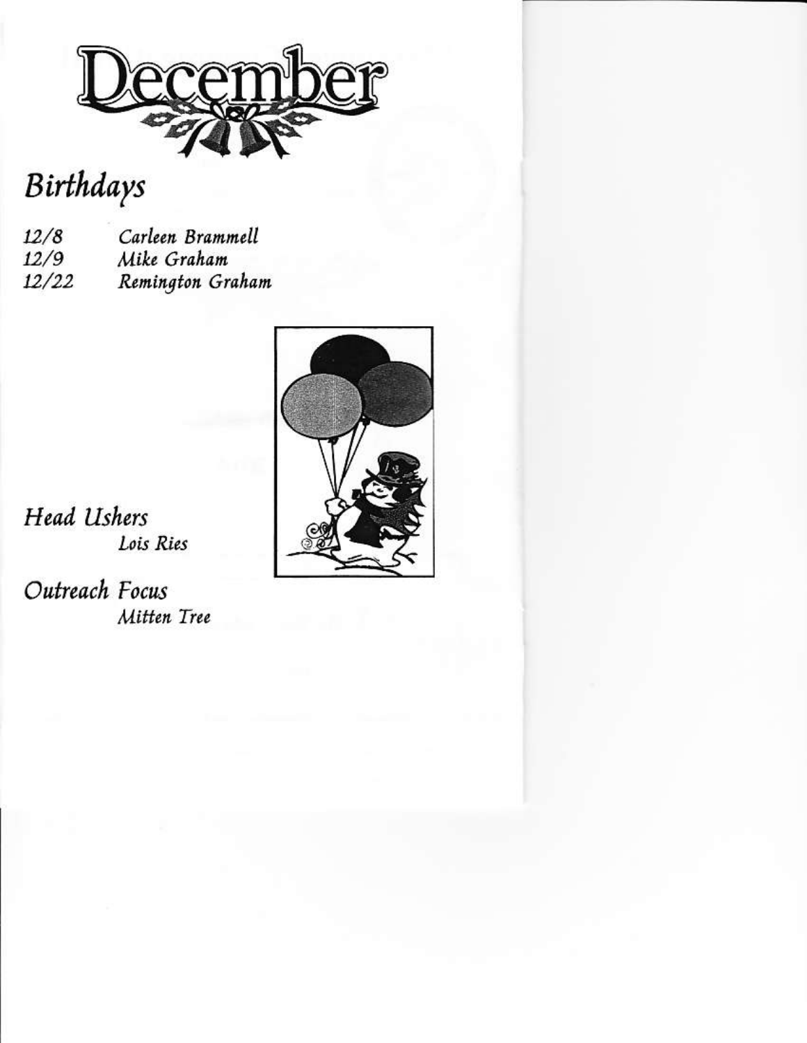# December

## Birthdays

| | |
|---|---|
| 12/8 | Carleen Brammell |
| 12/9 | Mike Graham |
| 12/22 | Remington Graham |

## Head Ushers

Lois Ries

## Outreach Focus

Mitten Tree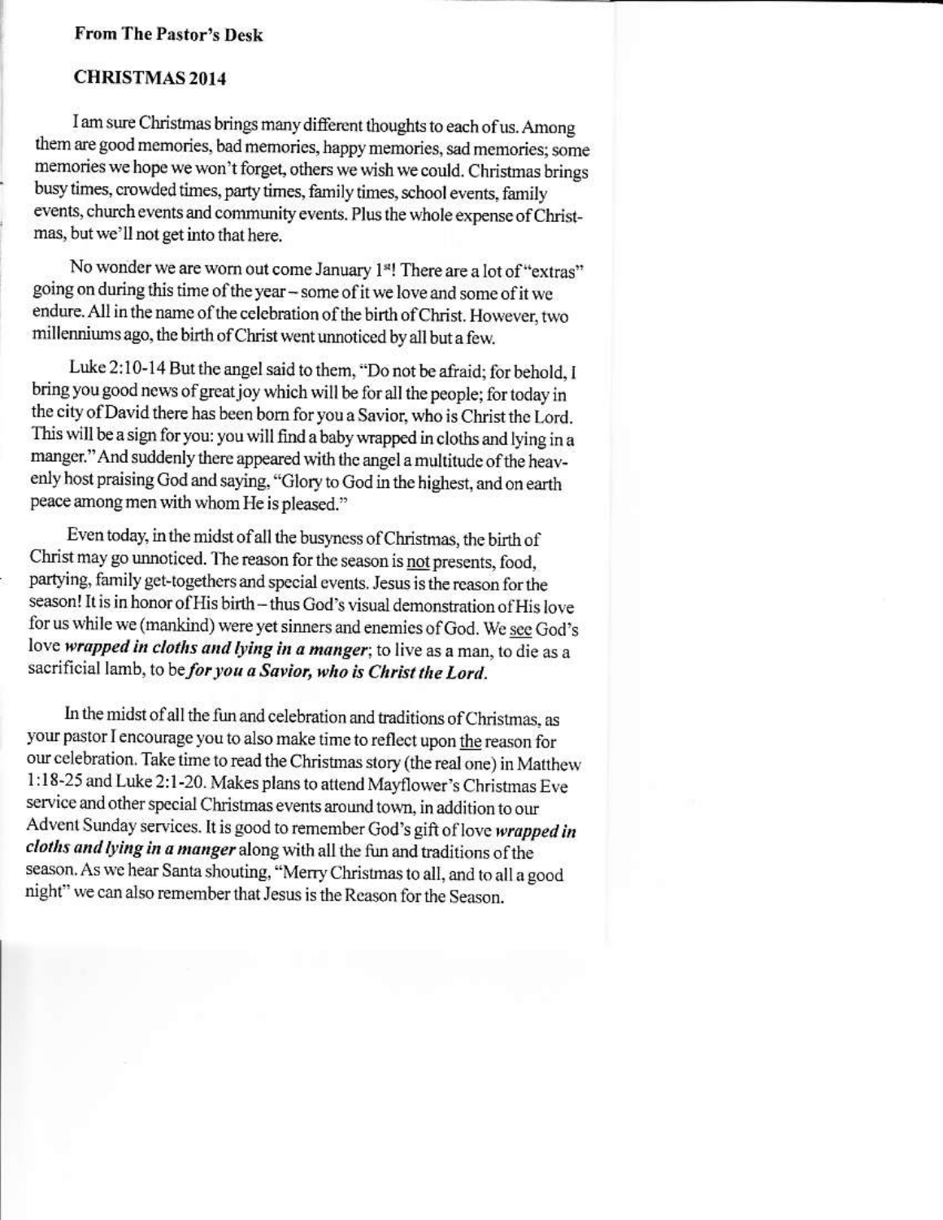**From The Pastor's Desk**

**CHRISTMAS 2014**

I am sure Christmas brings many different thoughts to each of us. Among them are good memories, bad memories, happy memories, sad memories; some memories we hope we won't forget, others we wish we could. Christmas brings busy times, crowded times, party times, family times, school events, family events, church events and community events. Plus the whole expense of Christmas, but we'll not get into that here.

No wonder we are worn out come January 1st! There are a lot of "extras" going on during this time of the year – some of it we love and some of it we endure. All in the name of the celebration of the birth of Christ. However, two millenniums ago, the birth of Christ went unnoticed by all but a few.

Luke 2:10-14 But the angel said to them, "Do not be afraid; for behold, I bring you good news of great joy which will be for all the people; for today in the city of David there has been born for you a Savior, who is Christ the Lord. This will be a sign for you: you will find a baby wrapped in cloths and lying in a manger." And suddenly there appeared with the angel a multitude of the heavenly host praising God and saying, "Glory to God in the highest, and on earth peace among men with whom He is pleased."

Even today, in the midst of all the busyness of Christmas, the birth of Christ may go unnoticed. The reason for the season is not presents, food, partying, family get-togethers and special events. Jesus is the reason for the season! It is in honor of His birth – thus God's visual demonstration of His love for us while we (mankind) were yet sinners and enemies of God. We see God's love ***wrapped in cloths and lying in a manger***; to live as a man, to die as a sacrificial lamb, to be ***for you a Savior, who is Christ the Lord.***

In the midst of all the fun and celebration and traditions of Christmas, as your pastor I encourage you to also make time to reflect upon the reason for our celebration. Take time to read the Christmas story (the real one) in Matthew 1:18-25 and Luke 2:1-20. Makes plans to attend Mayflower's Christmas Eve service and other special Christmas events around town, in addition to our Advent Sunday services. It is good to remember God's gift of love ***wrapped in cloths and lying in a manger*** along with all the fun and traditions of the season. As we hear Santa shouting, "Merry Christmas to all, and to all a good night" we can also remember that Jesus is the Reason for the Season.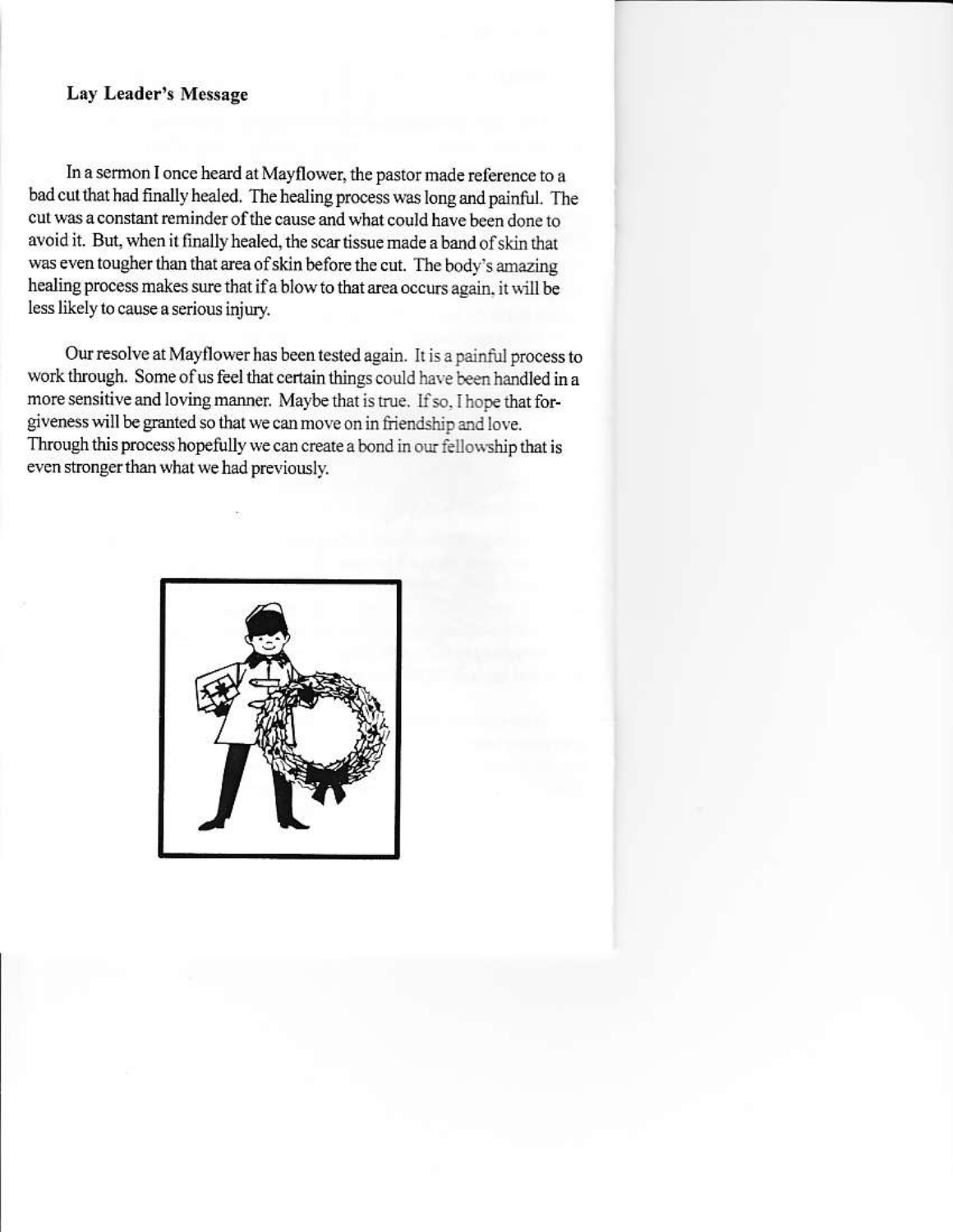## Lay Leader's Message

In a sermon I once heard at Mayflower, the pastor made reference to a bad cut that had finally healed. The healing process was long and painful. The cut was a constant reminder of the cause and what could have been done to avoid it. But, when it finally healed, the scar tissue made a band of skin that was even tougher than that area of skin before the cut. The body's amazing healing process makes sure that if a blow to that area occurs again, it will be less likely to cause a serious injury.

Our resolve at Mayflower has been tested again. It is a painful process to work through. Some of us feel that certain things could have been handled in a more sensitive and loving manner. Maybe that is true. If so, I hope that forgiveness will be granted so that we can move on in friendship and love. Through this process hopefully we can create a bond in our fellowship that is even stronger than what we had previously.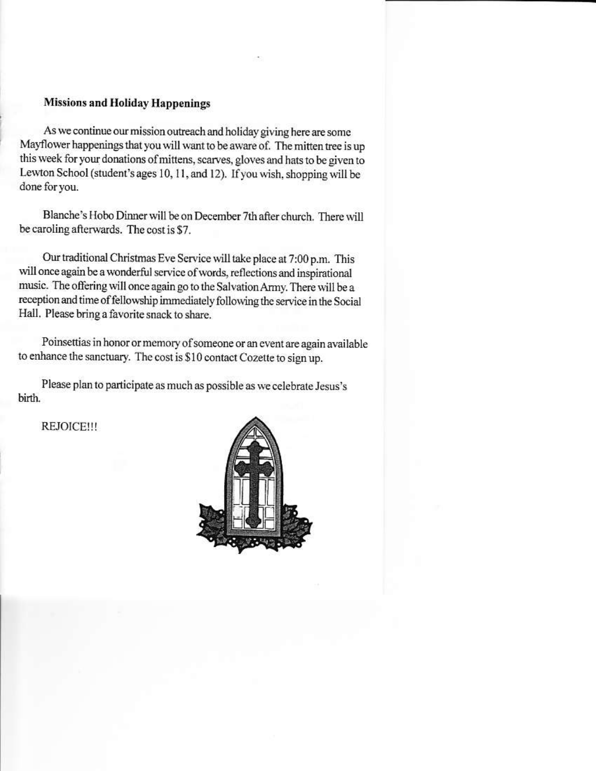**Missions and Holiday Happenings**

As we continue our mission outreach and holiday giving here are some Mayflower happenings that you will want to be aware of. The mitten tree is up this week for your donations of mittens, scarves, gloves and hats to be given to Lewton School (student's ages 10, 11, and 12). If you wish, shopping will be done for you.

Blanche's Hobo Dinner will be on December 7th after church. There will be caroling afterwards. The cost is $7.

Our traditional Christmas Eve Service will take place at 7:00 p.m. This will once again be a wonderful service of words, reflections and inspirational music. The offering will once again go to the Salvation Army. There will be a reception and time of fellowship immediately following the service in the Social Hall. Please bring a favorite snack to share.

Poinsettias in honor or memory of someone or an event are again available to enhance the sanctuary. The cost is $10 contact Cozette to sign up.

Please plan to participate as much as possible as we celebrate Jesus's birth.

REJOICE!!!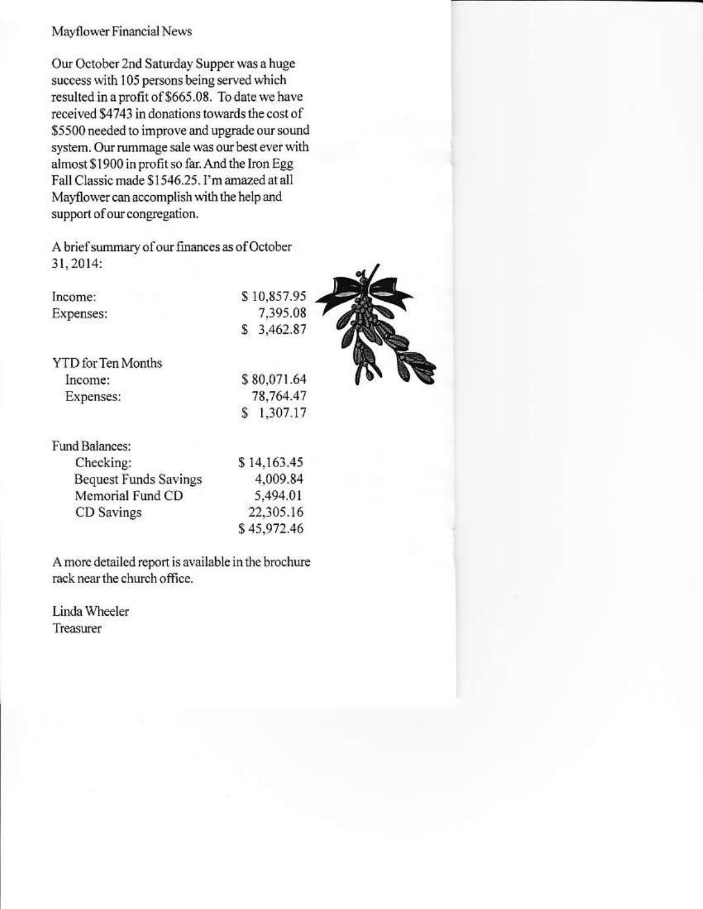## Mayflower Financial News

Our October 2nd Saturday Supper was a huge success with 105 persons being served which resulted in a profit of $665.08. To date we have received $4743 in donations towards the cost of $5500 needed to improve and upgrade our sound system. Our rummage sale was our best ever with almost $1900 in profit so far. And the Iron Egg Fall Classic made $1546.25. I'm amazed at all Mayflower can accomplish with the help and support of our congregation.

A brief summary of our finances as of October 31, 2014:

| | |
|---|---|
| Income: | $ 10,857.95 |
| Expenses: | 7,395.08 |
| | $ 3,462.87 |

| | |
|---|---|
| YTD for Ten Months | |
| Income: | $ 80,071.64 |
| Expenses: | 78,764.47 |
| | $ 1,307.17 |

| | |
|---|---|
| Fund Balances: | |
| Checking: | $ 14,163.45 |
| Bequest Funds Savings | 4,009.84 |
| Memorial Fund CD | 5,494.01 |
| CD Savings | 22,305.16 |
| | $ 45,972.46 |

A more detailed report is available in the brochure rack near the church office.

Linda Wheeler
Treasurer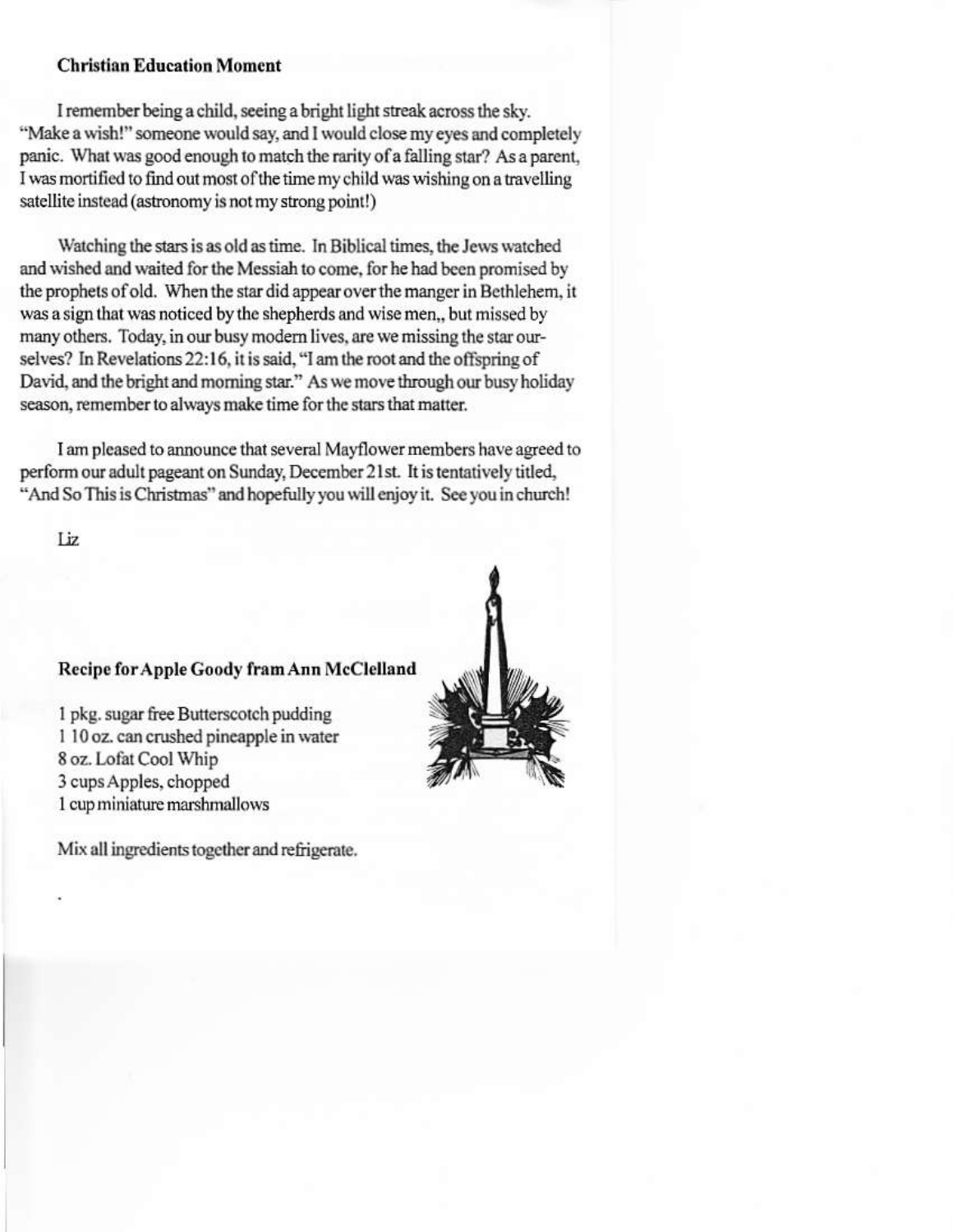**Christian Education Moment**

I remember being a child, seeing a bright light streak across the sky. "Make a wish!" someone would say, and I would close my eyes and completely panic. What was good enough to match the rarity of a falling star? As a parent, I was mortified to find out most of the time my child was wishing on a travelling satellite instead (astronomy is not my strong point!)

Watching the stars is as old as time. In Biblical times, the Jews watched and wished and waited for the Messiah to come, for he had been promised by the prophets of old. When the star did appear over the manger in Bethlehem, it was a sign that was noticed by the shepherds and wise men,, but missed by many others. Today, in our busy modern lives, are we missing the star ourselves? In Revelations 22:16, it is said, "I am the root and the offspring of David, and the bright and morning star." As we move through our busy holiday season, remember to always make time for the stars that matter.

I am pleased to announce that several Mayflower members have agreed to perform our adult pageant on Sunday, December 21st. It is tentatively titled, "And So This is Christmas" and hopefully you will enjoy it. See you in church!

Liz

**Recipe for Apple Goody fram Ann McClelland**

1 pkg. sugar free Butterscotch pudding
1 10 oz. can crushed pineapple in water
8 oz. Lofat Cool Whip
3 cups Apples, chopped
1 cup miniature marshmallows

Mix all ingredients together and refrigerate.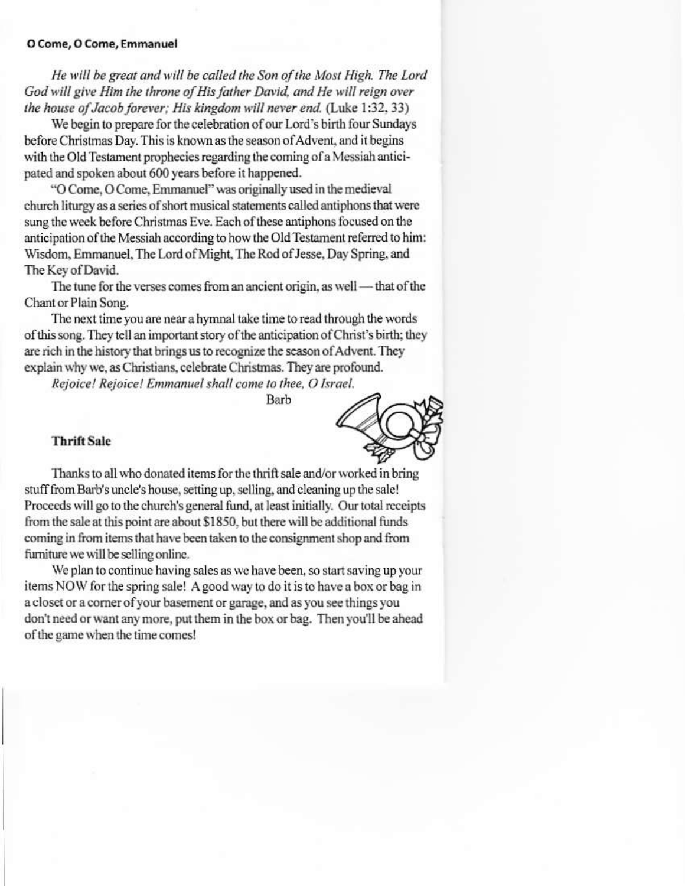**O Come, O Come, Emmanuel**

*He will be great and will be called the Son of the Most High. The Lord God will give Him the throne of His father David, and He will reign over the house of Jacob forever; His kingdom will never end.* (Luke 1:32, 33)

We begin to prepare for the celebration of our Lord's birth four Sundays before Christmas Day. This is known as the season of Advent, and it begins with the Old Testament prophecies regarding the coming of a Messiah anticipated and spoken about 600 years before it happened.

"O Come, O Come, Emmanuel" was originally used in the medieval church liturgy as a series of short musical statements called antiphons that were sung the week before Christmas Eve. Each of these antiphons focused on the anticipation of the Messiah according to how the Old Testament referred to him: Wisdom, Emmanuel, The Lord of Might, The Rod of Jesse, Day Spring, and The Key of David.

The tune for the verses comes from an ancient origin, as well — that of the Chant or Plain Song.

The next time you are near a hymnal take time to read through the words of this song. They tell an important story of the anticipation of Christ's birth; they are rich in the history that brings us to recognize the season of Advent. They explain why we, as Christians, celebrate Christmas. They are profound.

*Rejoice! Rejoice! Emmanuel shall come to thee, O Israel.*

Barb

**Thrift Sale**

Thanks to all who donated items for the thrift sale and/or worked in bring stuff from Barb's uncle's house, setting up, selling, and cleaning up the sale! Proceeds will go to the church's general fund, at least initially. Our total receipts from the sale at this point are about $1850, but there will be additional funds coming in from items that have been taken to the consignment shop and from furniture we will be selling online.

We plan to continue having sales as we have been, so start saving up your items NOW for the spring sale! A good way to do it is to have a box or bag in a closet or a corner of your basement or garage, and as you see things you don't need or want any more, put them in the box or bag. Then you'll be ahead of the game when the time comes!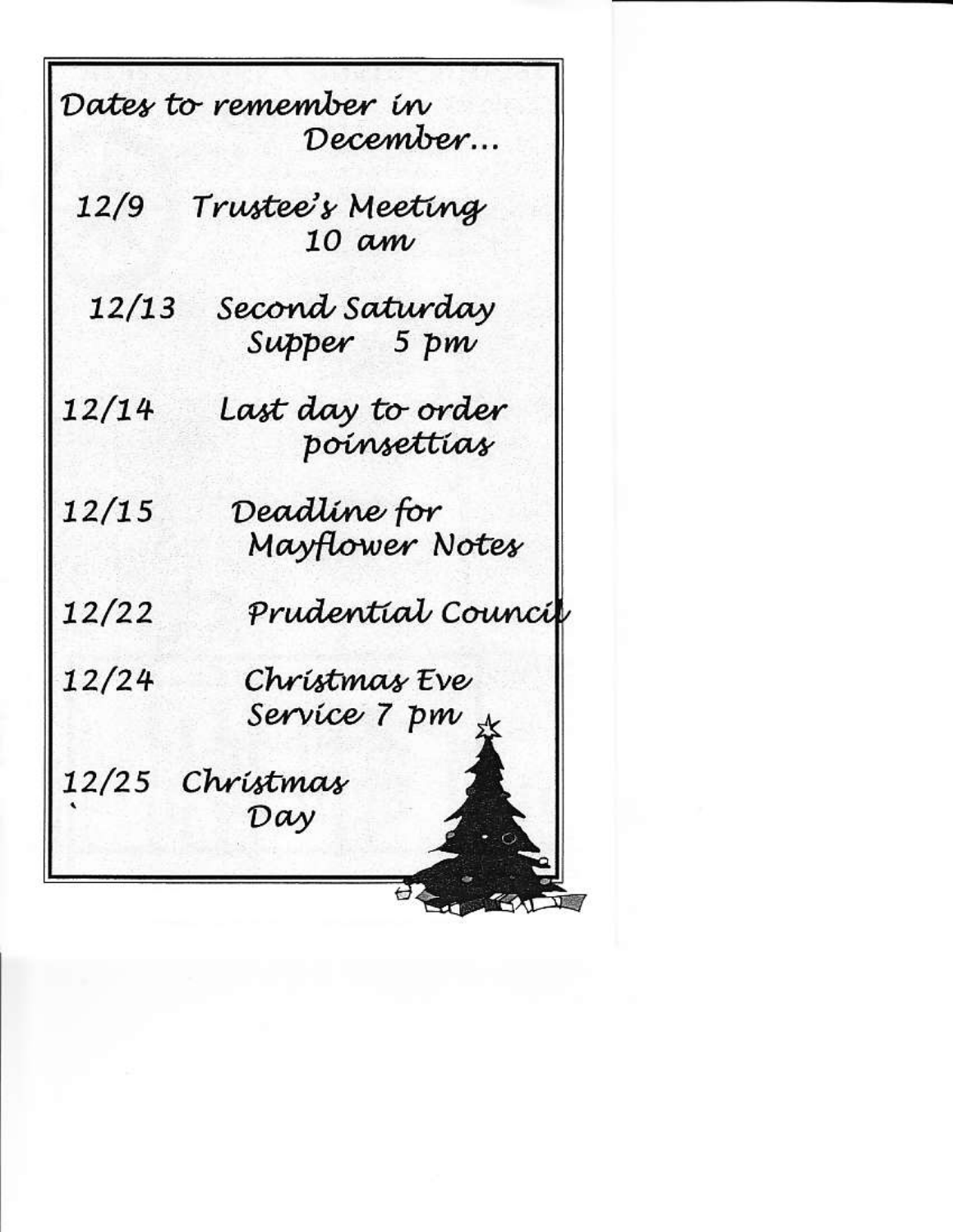## Dates to remember in December...

| Date | Event |
| --- | --- |
| 12/9 | Trustee's Meeting 10 am |
| 12/13 | Second Saturday Supper 5 pm |
| 12/14 | Last day to order poinsettias |
| 12/15 | Deadline for Mayflower Notes |
| 12/22 | Prudential Council |
| 12/24 | Christmas Eve Service 7 pm |
| 12/25 | Christmas Day |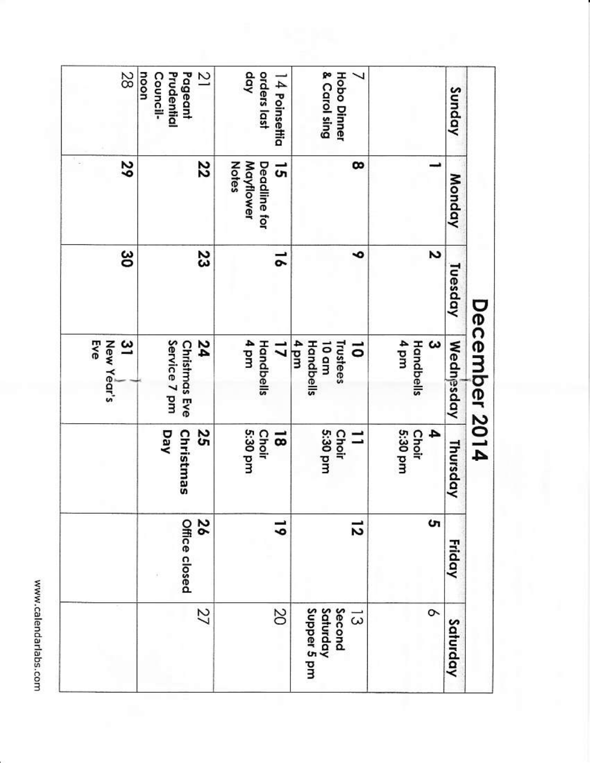# December 2014

| Sunday | Monday | Tuesday | Wednesday | Thursday | Friday | Saturday |
| --- | --- | --- | --- | --- | --- | --- |
| | 1 | 2 | 3 Handbells 4 pm | 4 Choir 5:30 pm | 5 | 6 |
| 7 Hobo Dinner & Carol sing | 8 | 9 | 10 Trustees 10 am Handbells 4 pm | 11 Choir 5:30 pm | 12 | 13 Second Saturday Supper 5 pm |
| 14 Poinsettia orders last day | 15 Deadline for Mayflower Notes | 16 | 17 Handbells 4 pm | 18 Choir 5:30 pm | 19 | 20 |
| 21 Pageant Prudential Council-noon | 22 | 23 | 24 Christmas Eve Service 7 pm | 25 Christmas Day | 26 Office closed | 27 |
| 28 | 29 | 30 | 31 New Year's Eve | | | |

www.calendarlabs.com